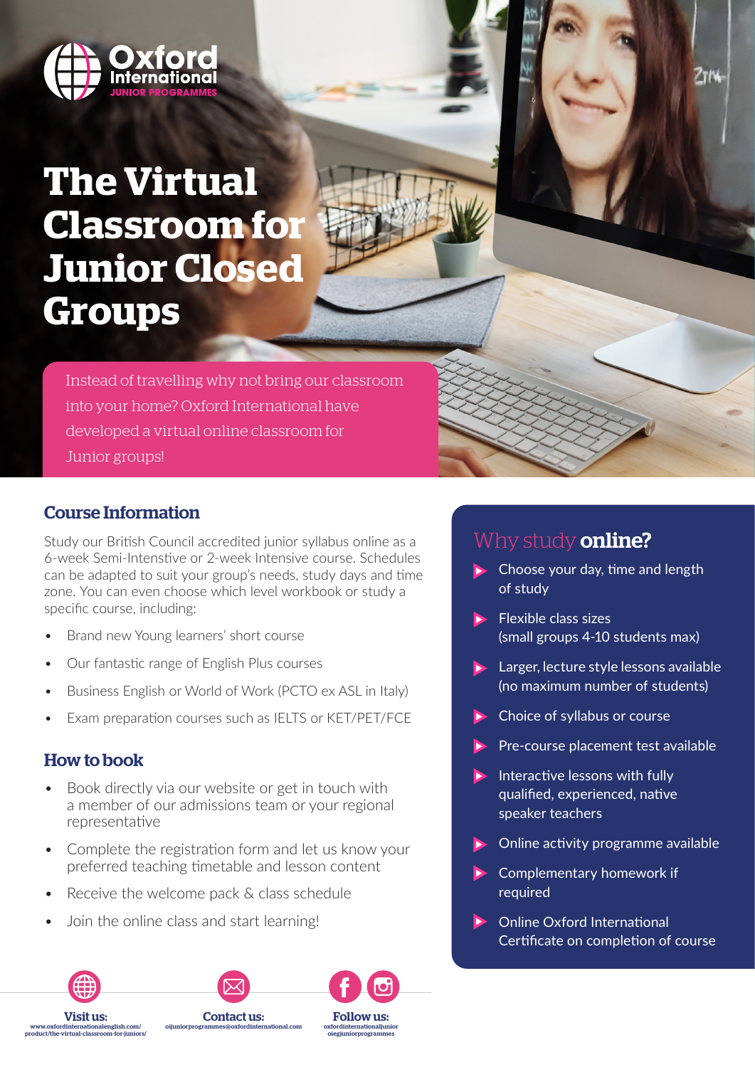Oxford International JUNIOR PROGRAMMES

# The Virtual Classroom for Junior Closed Groups

Instead of travelling why not bring our classroom into your home? Oxford International have developed a virtual online classroom for Junior groups!

## Course Information

Study our British Council accredited junior syllabus online as a 6-week Semi-Intensive or 2-week Intensive course. Schedules can be adapted to suit your group's needs, study days and time zone. You can even choose which level workbook or study a specific course, including:

- Brand new Young learners' short course
- Our fantastic range of English Plus courses
- Business English or World of Work (PCTO ex ASL in Italy)
- Exam preparation courses such as IELTS or KET/PET/FCE

## How to book

- Book directly via our website or get in touch with a member of our admissions team or your regional representative
- Complete the registration form and let us know your preferred teaching timetable and lesson content
- Receive the welcome pack & class schedule
- Join the online class and start learning!

## Why study **online?**

- Choose your day, time and length of study
- Flexible class sizes (small groups 4-10 students max)
- Larger, lecture style lessons available (no maximum number of students)
- Choice of syllabus or course
- Pre-course placement test available
- Interactive lessons with fully qualified, experienced, native speaker teachers
- Online activity programme available
- Complementary homework if required
- Online Oxford International Certificate on completion of course

**Visit us:** www.oxfordinternationalenglish.com/product/the-virtual-classroom-for-juniors/

**Contact us:** oijuniorprogrammes@oxfordinternational.com

**Follow us:** oxfordinternationaljunior oiegjuniorprogrammes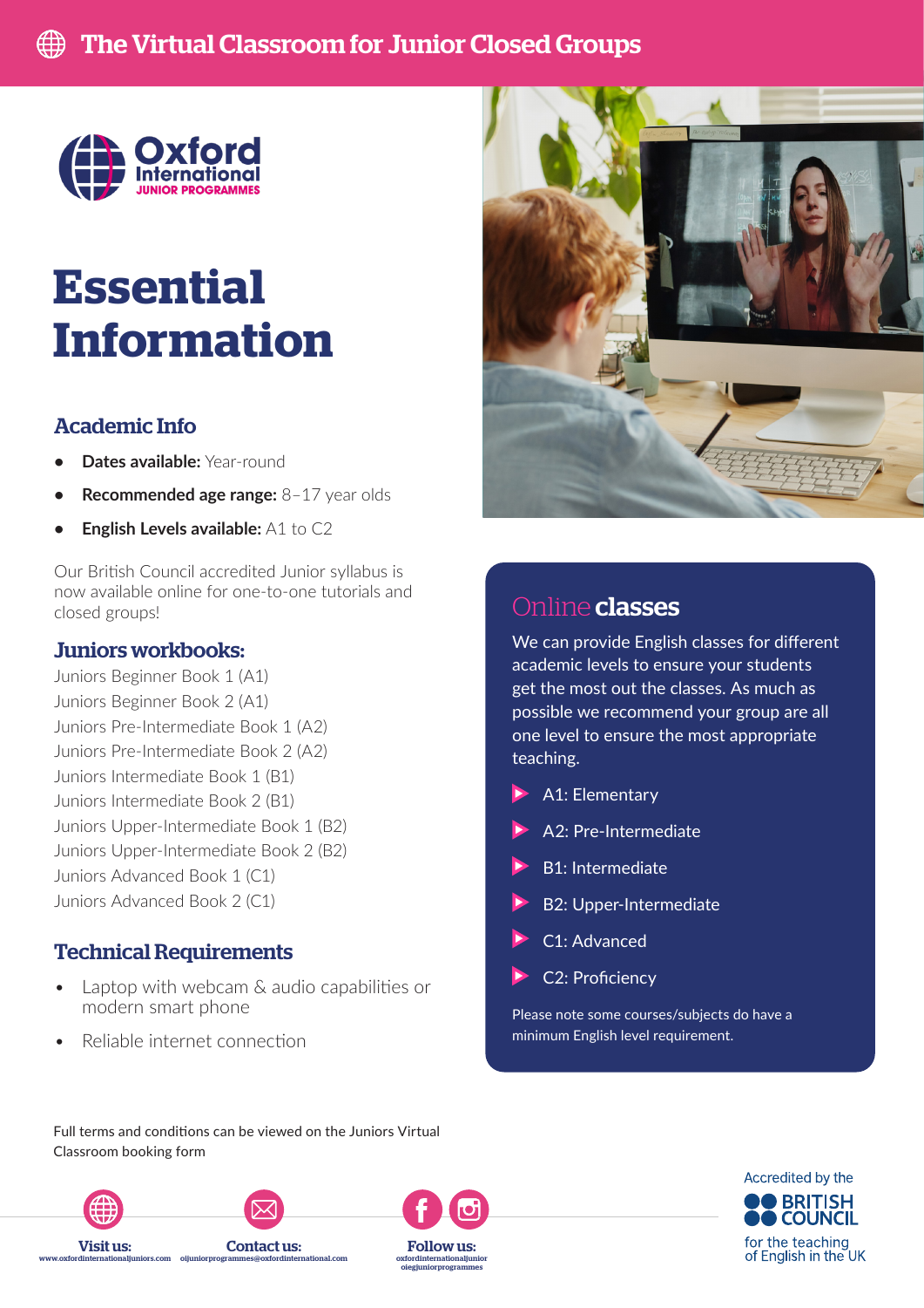# The Virtual Classroom for Junior Closed Groups

Oxford International
JUNIOR PROGRAMMES

# Essential Information

## Academic Info

- **Dates available:** Year-round
- **Recommended age range:** 8–17 year olds
- **English Levels available:** A1 to C2

Our British Council accredited Junior syllabus is now available online for one-to-one tutorials and closed groups!

## Juniors workbooks:

Juniors Beginner Book 1 (A1)
Juniors Beginner Book 2 (A1)
Juniors Pre-Intermediate Book 1 (A2)
Juniors Pre-Intermediate Book 2 (A2)
Juniors Intermediate Book 1 (B1)
Juniors Intermediate Book 2 (B1)
Juniors Upper-Intermediate Book 1 (B2)
Juniors Upper-Intermediate Book 2 (B2)
Juniors Advanced Book 1 (C1)
Juniors Advanced Book 2 (C1)

## Technical Requirements

- Laptop with webcam & audio capabilities or modern smart phone
- Reliable internet connection

## Online **classes**

We can provide English classes for different academic levels to ensure your students get the most out the classes. As much as possible we recommend your group are all one level to ensure the most appropriate teaching.

- A1: Elementary
- A2: Pre-Intermediate
- B1: Intermediate
- B2: Upper-Intermediate
- C1: Advanced
- C2: Proficiency

Please note some courses/subjects do have a minimum English level requirement.

Full terms and conditions can be viewed on the Juniors Virtual Classroom booking form

**Visit us:** www.oxfordinternationaljuniors.com

**Contact us:** oijuniorprogrammes@oxfordinternational.com

**Follow us:** oxfordinternationaljunior oiegjuniorprogrammes

Accredited by the BRITISH COUNCIL for the teaching of English in the UK